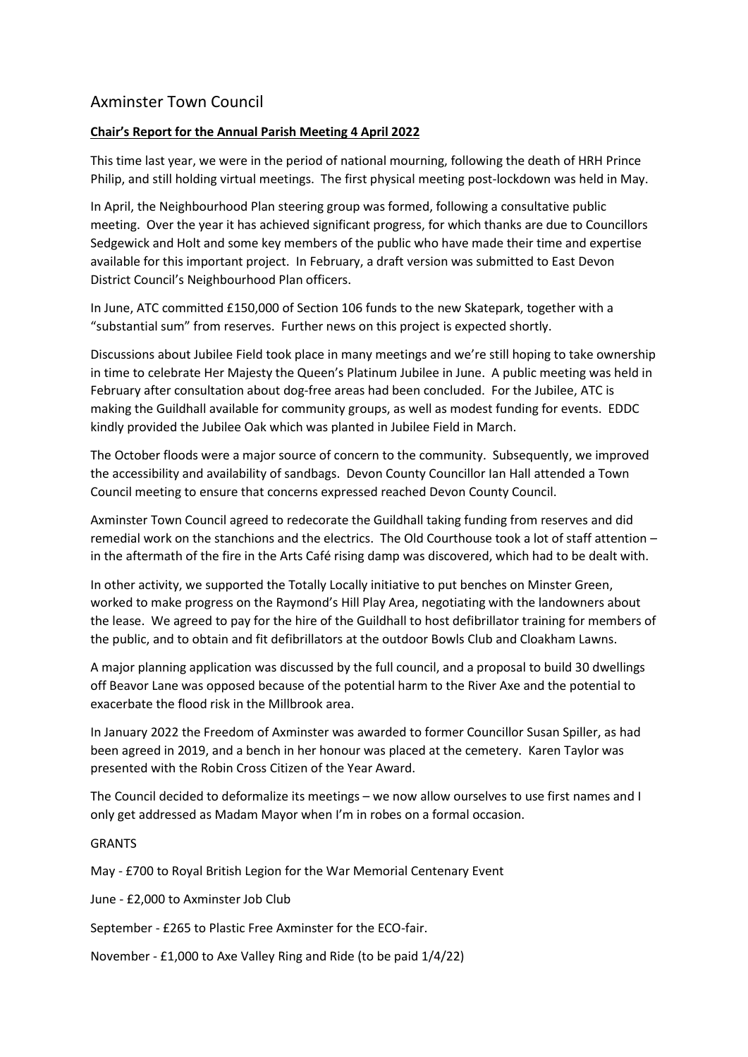# Axminster Town Council

**Chair's Report for the Annual Parish Meeting 4 April 2022**

This time last year, we were in the period of national mourning, following the death of HRH Prince Philip, and still holding virtual meetings. The first physical meeting post-lockdown was held in May.

In April, the Neighbourhood Plan steering group was formed, following a consultative public meeting. Over the year it has achieved significant progress, for which thanks are due to Councillors Sedgewick and Holt and some key members of the public who have made their time and expertise available for this important project. In February, a draft version was submitted to East Devon District Council's Neighbourhood Plan officers.

In June, ATC committed £150,000 of Section 106 funds to the new Skatepark, together with a "substantial sum" from reserves. Further news on this project is expected shortly.

Discussions about Jubilee Field took place in many meetings and we're still hoping to take ownership in time to celebrate Her Majesty the Queen's Platinum Jubilee in June. A public meeting was held in February after consultation about dog-free areas had been concluded. For the Jubilee, ATC is making the Guildhall available for community groups, as well as modest funding for events. EDDC kindly provided the Jubilee Oak which was planted in Jubilee Field in March.

The October floods were a major source of concern to the community. Subsequently, we improved the accessibility and availability of sandbags. Devon County Councillor Ian Hall attended a Town Council meeting to ensure that concerns expressed reached Devon County Council.

Axminster Town Council agreed to redecorate the Guildhall taking funding from reserves and did remedial work on the stanchions and the electrics. The Old Courthouse took a lot of staff attention – in the aftermath of the fire in the Arts Café rising damp was discovered, which had to be dealt with.

In other activity, we supported the Totally Locally initiative to put benches on Minster Green, worked to make progress on the Raymond's Hill Play Area, negotiating with the landowners about the lease. We agreed to pay for the hire of the Guildhall to host defibrillator training for members of the public, and to obtain and fit defibrillators at the outdoor Bowls Club and Cloakham Lawns.

A major planning application was discussed by the full council, and a proposal to build 30 dwellings off Beavor Lane was opposed because of the potential harm to the River Axe and the potential to exacerbate the flood risk in the Millbrook area.

In January 2022 the Freedom of Axminster was awarded to former Councillor Susan Spiller, as had been agreed in 2019, and a bench in her honour was placed at the cemetery. Karen Taylor was presented with the Robin Cross Citizen of the Year Award.

The Council decided to deformalize its meetings – we now allow ourselves to use first names and I only get addressed as Madam Mayor when I'm in robes on a formal occasion.

GRANTS

May - £700 to Royal British Legion for the War Memorial Centenary Event

June - £2,000 to Axminster Job Club

September - £265 to Plastic Free Axminster for the ECO-fair.

November - £1,000 to Axe Valley Ring and Ride (to be paid 1/4/22)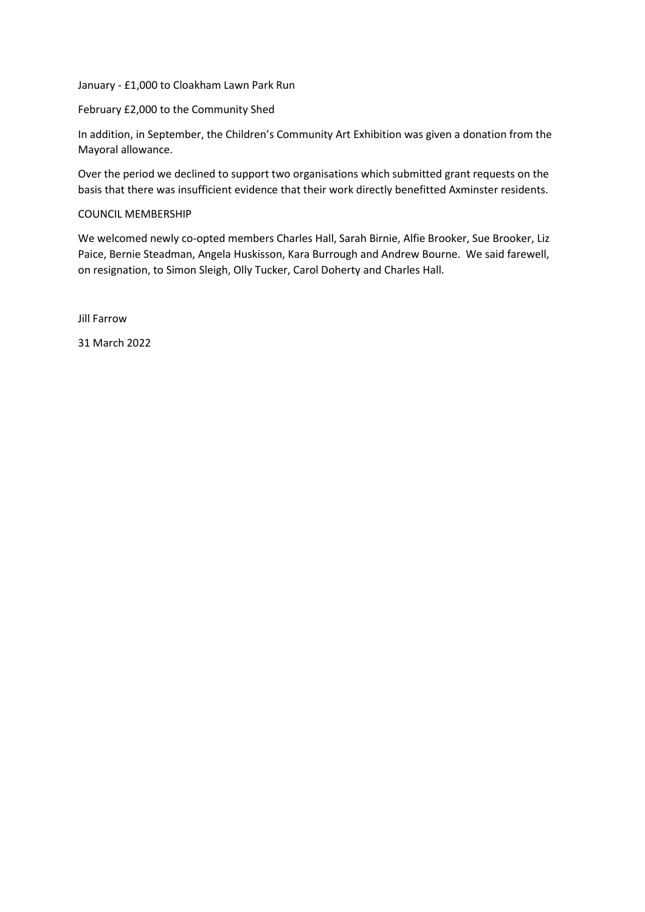January - £1,000 to Cloakham Lawn Park Run

February £2,000 to the Community Shed

In addition, in September, the Children's Community Art Exhibition was given a donation from the Mayoral allowance.

Over the period we declined to support two organisations which submitted grant requests on the basis that there was insufficient evidence that their work directly benefitted Axminster residents.

## COUNCIL MEMBERSHIP

We welcomed newly co-opted members Charles Hall, Sarah Birnie, Alfie Brooker, Sue Brooker, Liz Paice, Bernie Steadman, Angela Huskisson, Kara Burrough and Andrew Bourne. We said farewell, on resignation, to Simon Sleigh, Olly Tucker, Carol Doherty and Charles Hall.

Jill Farrow

31 March 2022